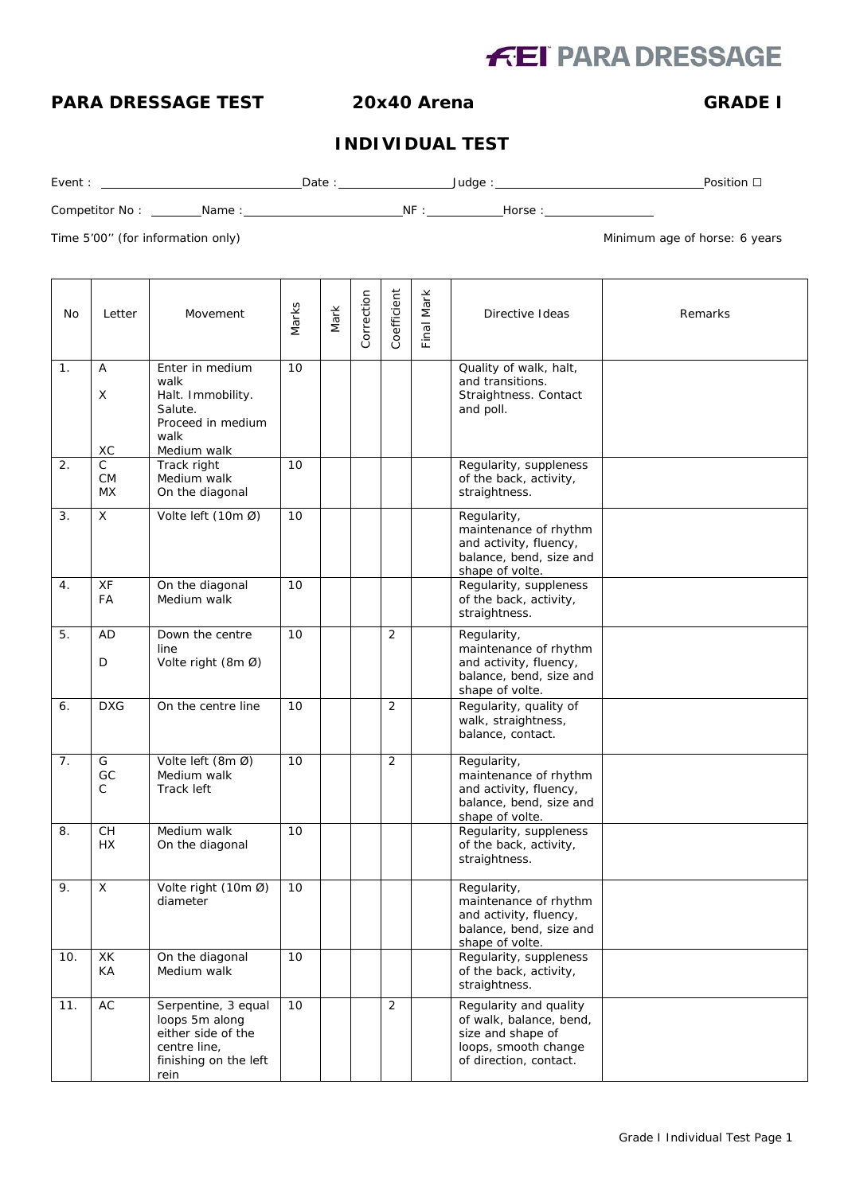FEI PARA DRESSAGE

**PARA DRESSAGE TEST** **20x40 Arena** **GRADE I**

## INDIVIDUAL TEST

Event : ______________________ Date : ______________ Judge : ______________________ Position ☐

Competitor No : ________ Name : ______________________ NF : __________ Horse : ______________

Time 5'00'' (for information only) Minimum age of horse: 6 years

| No | Letter | Movement | Marks | Mark | Correction | Coefficient | Final Mark | Directive Ideas | Remarks |
|---|---|---|---|---|---|---|---|---|---|
| 1. | A<br>X<br><br>XC | Enter in medium walk<br>Halt. Immobility. Salute.<br>Proceed in medium walk<br>Medium walk | 10 | | | | | Quality of walk, halt, and transitions. Straightness. Contact and poll. | |
| 2. | C<br>CM<br>MX | Track right<br>Medium walk<br>On the diagonal | 10 | | | | | Regularity, suppleness of the back, activity, straightness. | |
| 3. | X | Volte left (10m Ø) | 10 | | | | | Regularity, maintenance of rhythm and activity, fluency, balance, bend, size and shape of volte. | |
| 4. | XF<br>FA | On the diagonal<br>Medium walk | 10 | | | | | Regularity, suppleness of the back, activity, straightness. | |
| 5. | AD<br><br>D | Down the centre line<br>Volte right (8m Ø) | 10 | | | 2 | | Regularity, maintenance of rhythm and activity, fluency, balance, bend, size and shape of volte. | |
| 6. | DXG | On the centre line | 10 | | | 2 | | Regularity, quality of walk, straightness, balance, contact. | |
| 7. | G<br>GC<br>C | Volte left (8m Ø)<br>Medium walk<br>Track left | 10 | | | 2 | | Regularity, maintenance of rhythm and activity, fluency, balance, bend, size and shape of volte. | |
| 8. | CH<br>HX | Medium walk<br>On the diagonal | 10 | | | | | Regularity, suppleness of the back, activity, straightness. | |
| 9. | X | Volte right (10m Ø) diameter | 10 | | | | | Regularity, maintenance of rhythm and activity, fluency, balance, bend, size and shape of volte. | |
| 10. | XK<br>KA | On the diagonal<br>Medium walk | 10 | | | | | Regularity, suppleness of the back, activity, straightness. | |
| 11. | AC | Serpentine, 3 equal loops 5m along either side of the centre line, finishing on the left rein | 10 | | | 2 | | Regularity and quality of walk, balance, bend, size and shape of loops, smooth change of direction, contact. | |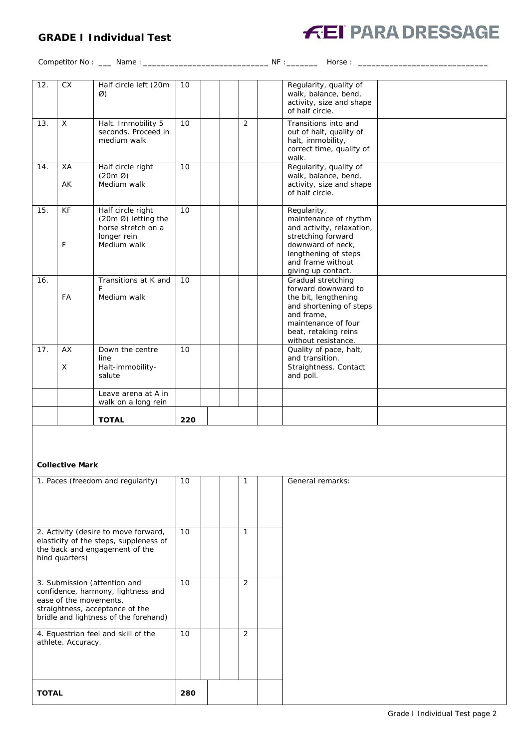## GRADE I Individual Test

**FEI PARA DRESSAGE**

Competitor No : ___ Name : ____________________________ NF :_______ Horse : ______________________________

| | | | | | | | | | |
|---|---|---|---|---|---|---|---|---|---|
| 12. | CX | Half circle left (20m Ø) | 10 | | | | | Regularity, quality of walk, balance, bend, activity, size and shape of half circle. | |
| 13. | X | Halt. Immobility 5 seconds. Proceed in medium walk | 10 | | | 2 | | Transitions into and out of halt, quality of halt, immobility, correct time, quality of walk. | |
| 14. | XA<br>AK | Half circle right (20m Ø)<br>Medium walk | 10 | | | | | Regularity, quality of walk, balance, bend, activity, size and shape of half circle. | |
| 15. | KF<br>F | Half circle right (20m Ø) letting the horse stretch on a longer rein<br>Medium walk | 10 | | | | | Regularity, maintenance of rhythm and activity, relaxation, stretching forward downward of neck, lengthening of steps and frame without giving up contact. | |
| 16. | FA | Transitions at K and F<br>Medium walk | 10 | | | | | Gradual stretching forward downward to the bit, lengthening and shortening of steps and frame, maintenance of four beat, retaking reins without resistance. | |
| 17. | AX<br>X | Down the centre line<br>Halt-immobility-salute | 10 | | | | | Quality of pace, halt, and transition. Straightness. Contact and poll. | |
| | | Leave arena at A in walk on a long rein | | | | | | | |
| | | **TOTAL** | **220** | | | | | | |

**Collective Mark**

| | | | | | | |
|---|---|---|---|---|---|---|
| 1. Paces (freedom and regularity) | 10 | | | 1 | | General remarks: |
| 2. Activity (desire to move forward, elasticity of the steps, suppleness of the back and engagement of the hind quarters) | 10 | | | 1 | | |
| 3. Submission (attention and confidence, harmony, lightness and ease of the movements, straightness, acceptance of the bridle and lightness of the forehand) | 10 | | | 2 | | |
| 4. Equestrian feel and skill of the athlete. Accuracy. | 10 | | | 2 | | |
| **TOTAL** | **280** | | | | | |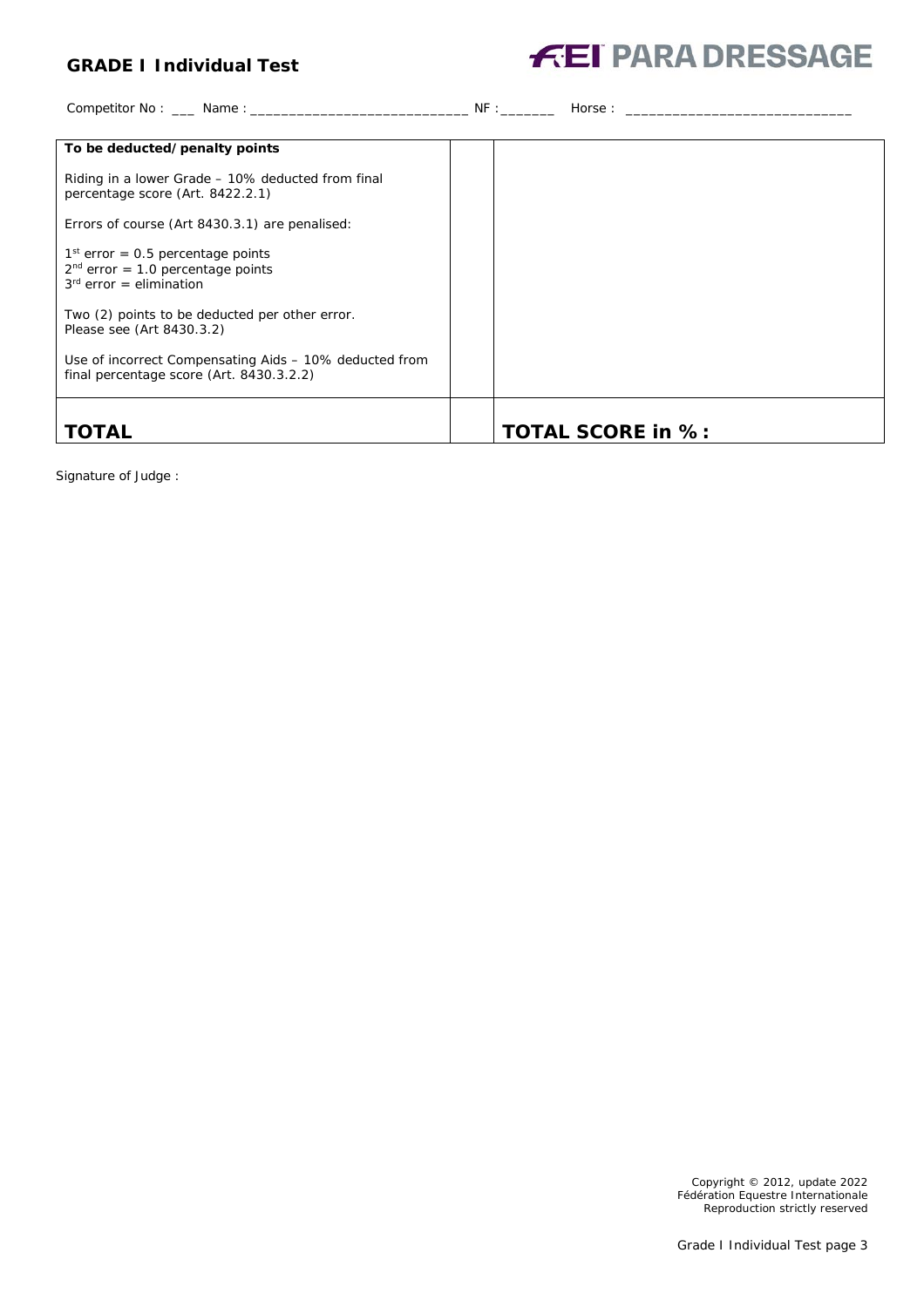**GRADE I Individual Test**

**FEI PARA DRESSAGE**

Competitor No : ___ Name : ____________________________ NF :_______ Horse : ______________________________

| | | |
|---|---|---|
| **To be deducted/penalty points**<br><br>Riding in a lower Grade – 10% deducted from final percentage score (Art. 8422.2.1)<br><br>Errors of course (Art 8430.3.1) are penalised:<br><br>1st error = 0.5 percentage points<br>2nd error = 1.0 percentage points<br>3rd error = elimination<br><br>Two (2) points to be deducted per other error. Please see (Art 8430.3.2)<br><br>Use of incorrect Compensating Aids – 10% deducted from final percentage score (Art. 8430.3.2.2) | | |
| **TOTAL** | | **TOTAL SCORE in % :** |

Signature of Judge :

Copyright © 2012, update 2022
Fédération Equestre Internationale
Reproduction strictly reserved